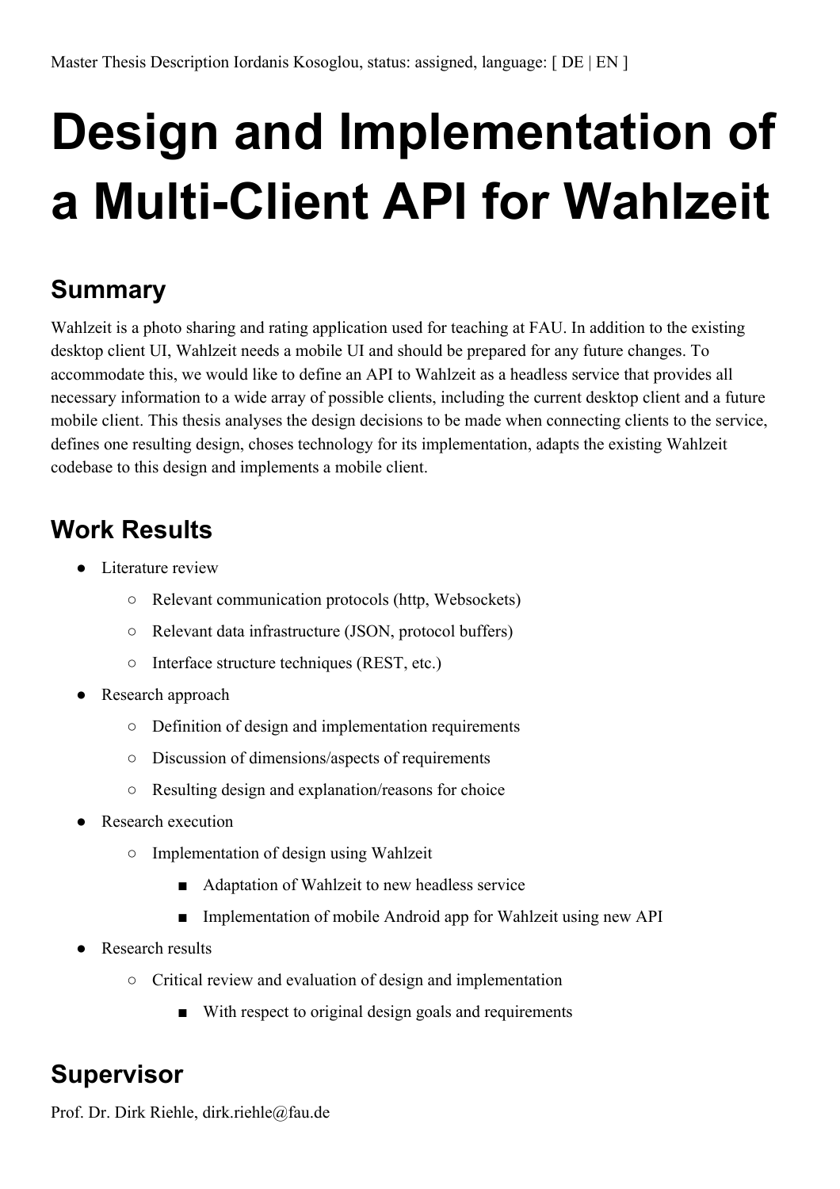Master Thesis Description Iordanis Kosoglou, status: assigned, language: [ DE | EN ]

# Design and Implementation of a Multi-Client API for Wahlzeit

## Summary

Wahlzeit is a photo sharing and rating application used for teaching at FAU. In addition to the existing desktop client UI, Wahlzeit needs a mobile UI and should be prepared for any future changes. To accommodate this, we would like to define an API to Wahlzeit as a headless service that provides all necessary information to a wide array of possible clients, including the current desktop client and a future mobile client. This thesis analyses the design decisions to be made when connecting clients to the service, defines one resulting design, choses technology for its implementation, adapts the existing Wahlzeit codebase to this design and implements a mobile client.

## Work Results

- Literature review
  - Relevant communication protocols (http, Websockets)
  - Relevant data infrastructure (JSON, protocol buffers)
  - Interface structure techniques (REST, etc.)
- Research approach
  - Definition of design and implementation requirements
  - Discussion of dimensions/aspects of requirements
  - Resulting design and explanation/reasons for choice
- Research execution
  - Implementation of design using Wahlzeit
    - Adaptation of Wahlzeit to new headless service
    - Implementation of mobile Android app for Wahlzeit using new API
- Research results
  - Critical review and evaluation of design and implementation
    - With respect to original design goals and requirements

## Supervisor

Prof. Dr. Dirk Riehle, dirk.riehle@fau.de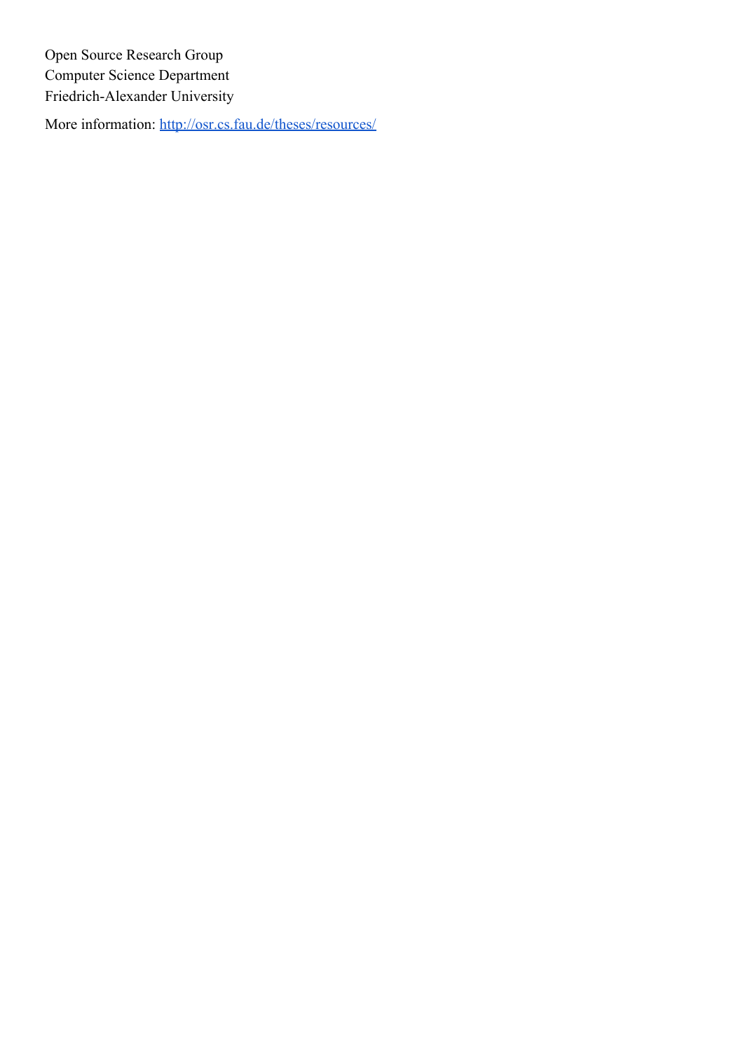Open Source Research Group
Computer Science Department
Friedrich-Alexander University

More information: [http://osr.cs.fau.de/theses/resources/](http://osr.cs.fau.de/theses/resources/)